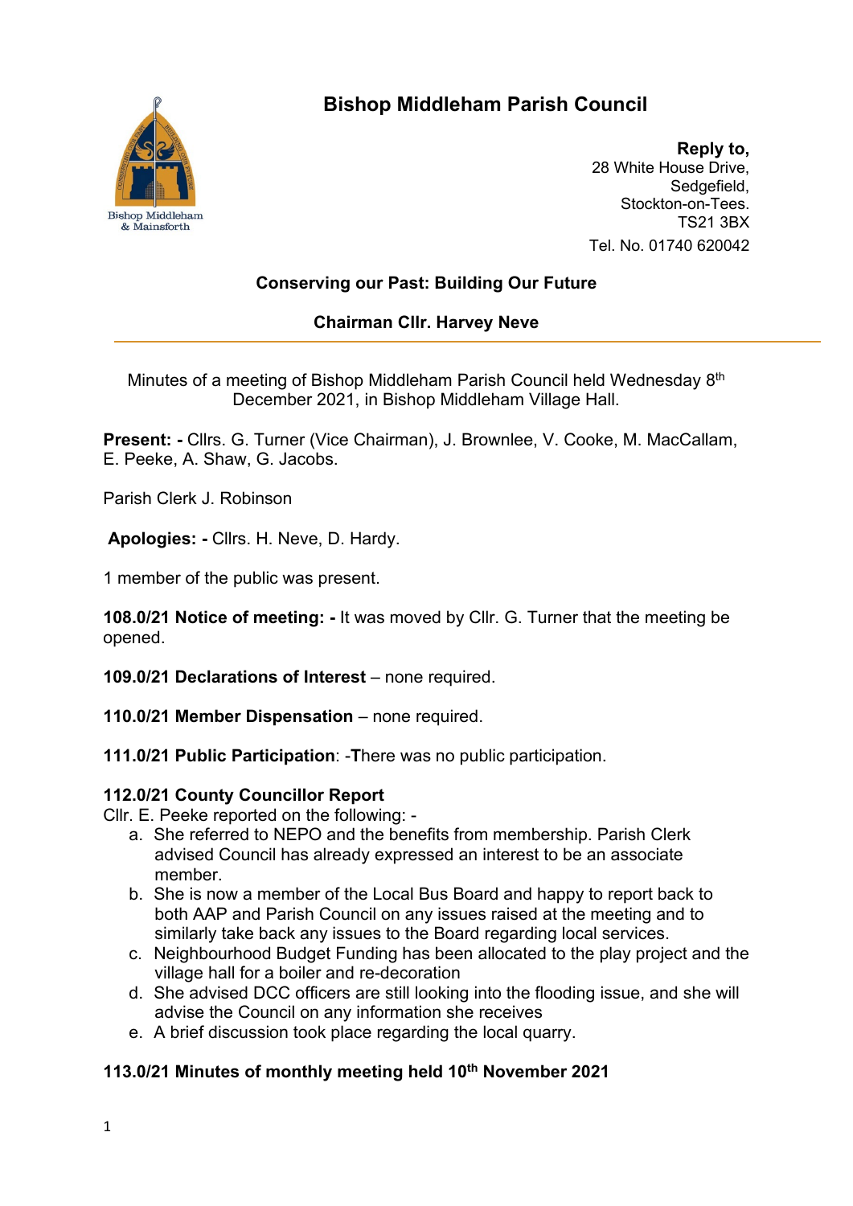# Bishop Middleham Parish Council

**Reply to,**
28 White House Drive,
Sedgefield,
Stockton-on-Tees.
TS21 3BX
Tel. No. 01740 620042

**Conserving our Past: Building Our Future**

**Chairman Cllr. Harvey Neve**

---

Minutes of a meeting of Bishop Middleham Parish Council held Wednesday 8th December 2021, in Bishop Middleham Village Hall.

**Present: -** Cllrs. G. Turner (Vice Chairman), J. Brownlee, V. Cooke, M. MacCallam, E. Peeke, A. Shaw, G. Jacobs.

Parish Clerk J. Robinson

**Apologies: -** Cllrs. H. Neve, D. Hardy.

1 member of the public was present.

**108.0/21 Notice of meeting: -** It was moved by Cllr. G. Turner that the meeting be opened.

**109.0/21 Declarations of Interest** – none required.

**110.0/21 Member Dispensation** – none required.

**111.0/21 Public Participation**: -**T**here was no public participation.

**112.0/21 County Councillor Report**

Cllr. E. Peeke reported on the following: -

a. She referred to NEPO and the benefits from membership. Parish Clerk advised Council has already expressed an interest to be an associate member.
b. She is now a member of the Local Bus Board and happy to report back to both AAP and Parish Council on any issues raised at the meeting and to similarly take back any issues to the Board regarding local services.
c. Neighbourhood Budget Funding has been allocated to the play project and the village hall for a boiler and re-decoration
d. She advised DCC officers are still looking into the flooding issue, and she will advise the Council on any information she receives
e. A brief discussion took place regarding the local quarry.

**113.0/21 Minutes of monthly meeting held 10th November 2021**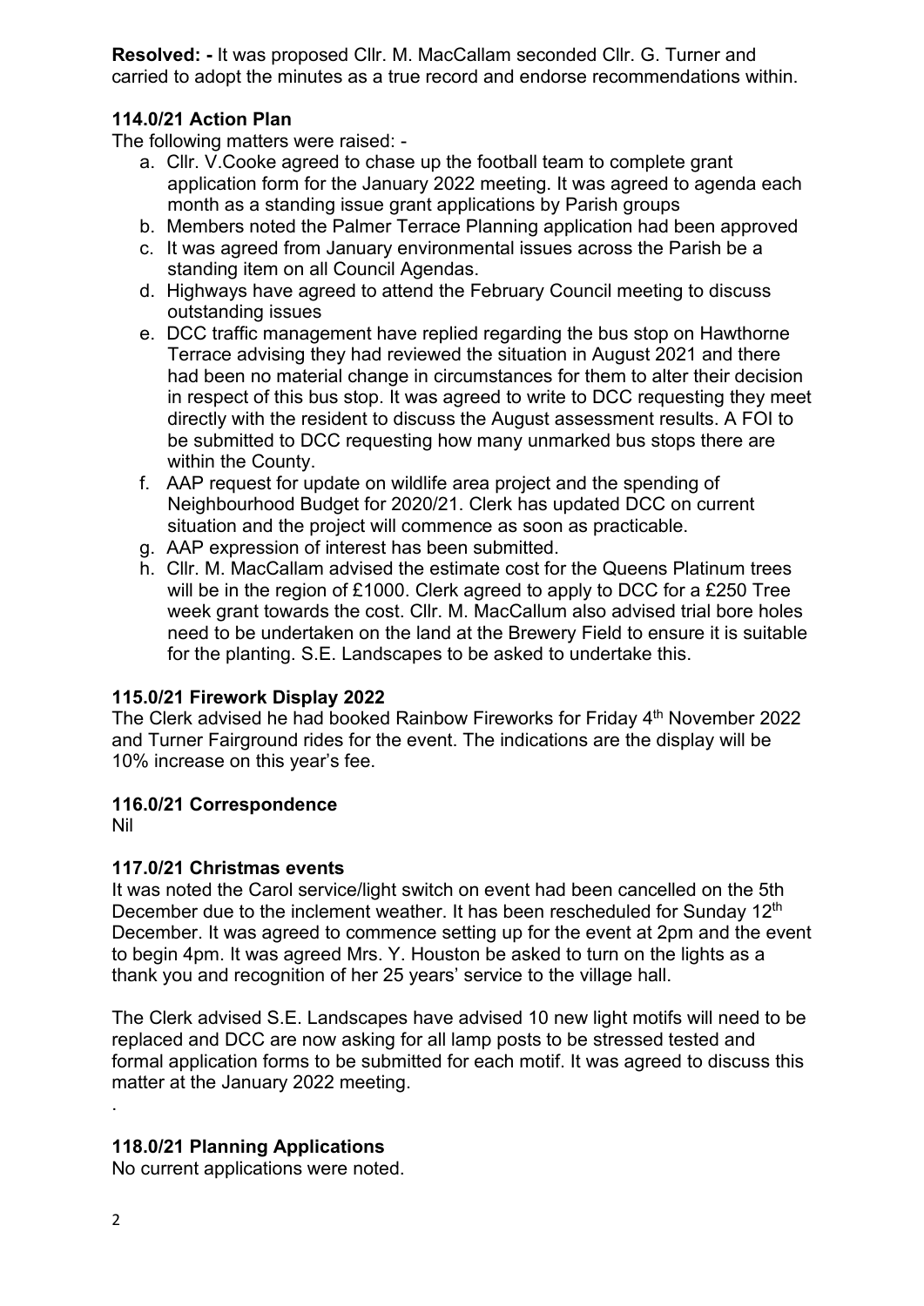**Resolved: -** It was proposed Cllr. M. MacCallam seconded Cllr. G. Turner and carried to adopt the minutes as a true record and endorse recommendations within.

### 114.0/21 Action Plan

The following matters were raised: -

a. Cllr. V.Cooke agreed to chase up the football team to complete grant application form for the January 2022 meeting. It was agreed to agenda each month as a standing issue grant applications by Parish groups
b. Members noted the Palmer Terrace Planning application had been approved
c. It was agreed from January environmental issues across the Parish be a standing item on all Council Agendas.
d. Highways have agreed to attend the February Council meeting to discuss outstanding issues
e. DCC traffic management have replied regarding the bus stop on Hawthorne Terrace advising they had reviewed the situation in August 2021 and there had been no material change in circumstances for them to alter their decision in respect of this bus stop. It was agreed to write to DCC requesting they meet directly with the resident to discuss the August assessment results. A FOI to be submitted to DCC requesting how many unmarked bus stops there are within the County.
f. AAP request for update on wildlife area project and the spending of Neighbourhood Budget for 2020/21. Clerk has updated DCC on current situation and the project will commence as soon as practicable.
g. AAP expression of interest has been submitted.
h. Cllr. M. MacCallam advised the estimate cost for the Queens Platinum trees will be in the region of £1000. Clerk agreed to apply to DCC for a £250 Tree week grant towards the cost. Cllr. M. MacCallum also advised trial bore holes need to be undertaken on the land at the Brewery Field to ensure it is suitable for the planting. S.E. Landscapes to be asked to undertake this.

### 115.0/21 Firework Display 2022

The Clerk advised he had booked Rainbow Fireworks for Friday 4th November 2022 and Turner Fairground rides for the event. The indications are the display will be 10% increase on this year's fee.

### 116.0/21 Correspondence

Nil

### 117.0/21 Christmas events

It was noted the Carol service/light switch on event had been cancelled on the 5th December due to the inclement weather. It has been rescheduled for Sunday 12th December. It was agreed to commence setting up for the event at 2pm and the event to begin 4pm. It was agreed Mrs. Y. Houston be asked to turn on the lights as a thank you and recognition of her 25 years' service to the village hall.

The Clerk advised S.E. Landscapes have advised 10 new light motifs will need to be replaced and DCC are now asking for all lamp posts to be stressed tested and formal application forms to be submitted for each motif. It was agreed to discuss this matter at the January 2022 meeting.

.

### 118.0/21 Planning Applications

No current applications were noted.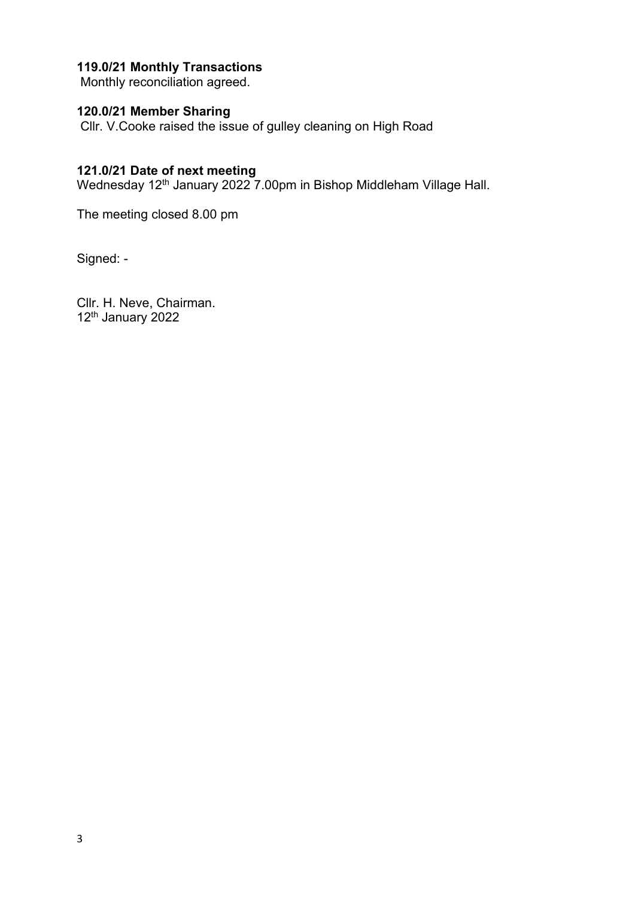**119.0/21 Monthly Transactions**

Monthly reconciliation agreed.

**120.0/21 Member Sharing**

Cllr. V.Cooke raised the issue of gulley cleaning on High Road

**121.0/21 Date of next meeting**

Wednesday 12th January 2022 7.00pm in Bishop Middleham Village Hall.

The meeting closed 8.00 pm

Signed: -

Cllr. H. Neve, Chairman.
12th January 2022